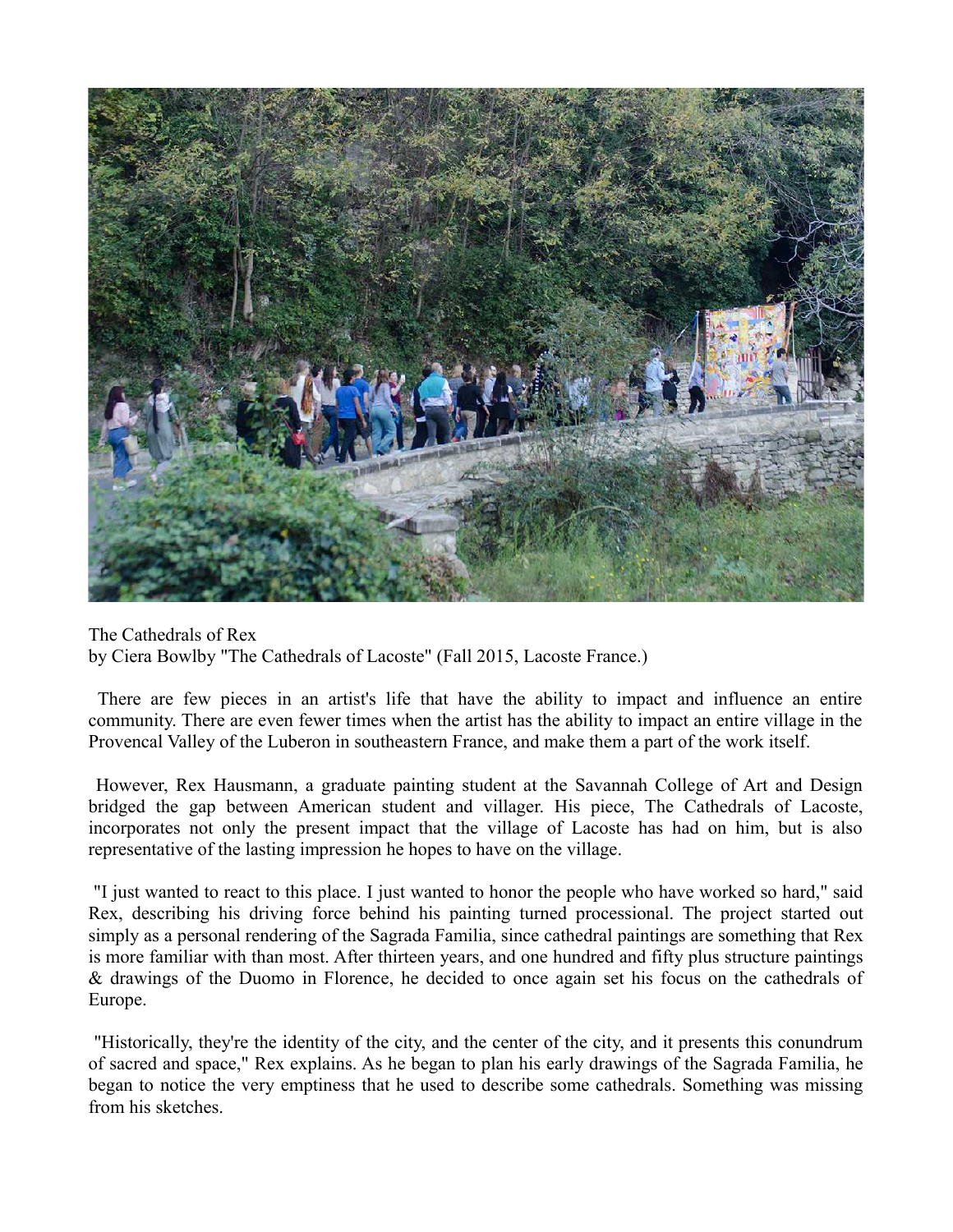The Cathedrals of Rex

by Ciera Bowlby "The Cathedrals of Lacoste" (Fall 2015, Lacoste France.)

There are few pieces in an artist's life that have the ability to impact and influence an entire community. There are even fewer times when the artist has the ability to impact an entire village in the Provencal Valley of the Luberon in southeastern France, and make them a part of the work itself.

However, Rex Hausmann, a graduate painting student at the Savannah College of Art and Design bridged the gap between American student and villager. His piece, The Cathedrals of Lacoste, incorporates not only the present impact that the village of Lacoste has had on him, but is also representative of the lasting impression he hopes to have on the village.

"I just wanted to react to this place. I just wanted to honor the people who have worked so hard," said Rex, describing his driving force behind his painting turned processional. The project started out simply as a personal rendering of the Sagrada Familia, since cathedral paintings are something that Rex is more familiar with than most. After thirteen years, and one hundred and fifty plus structure paintings & drawings of the Duomo in Florence, he decided to once again set his focus on the cathedrals of Europe.

"Historically, they're the identity of the city, and the center of the city, and it presents this conundrum of sacred and space," Rex explains. As he began to plan his early drawings of the Sagrada Familia, he began to notice the very emptiness that he used to describe some cathedrals. Something was missing from his sketches.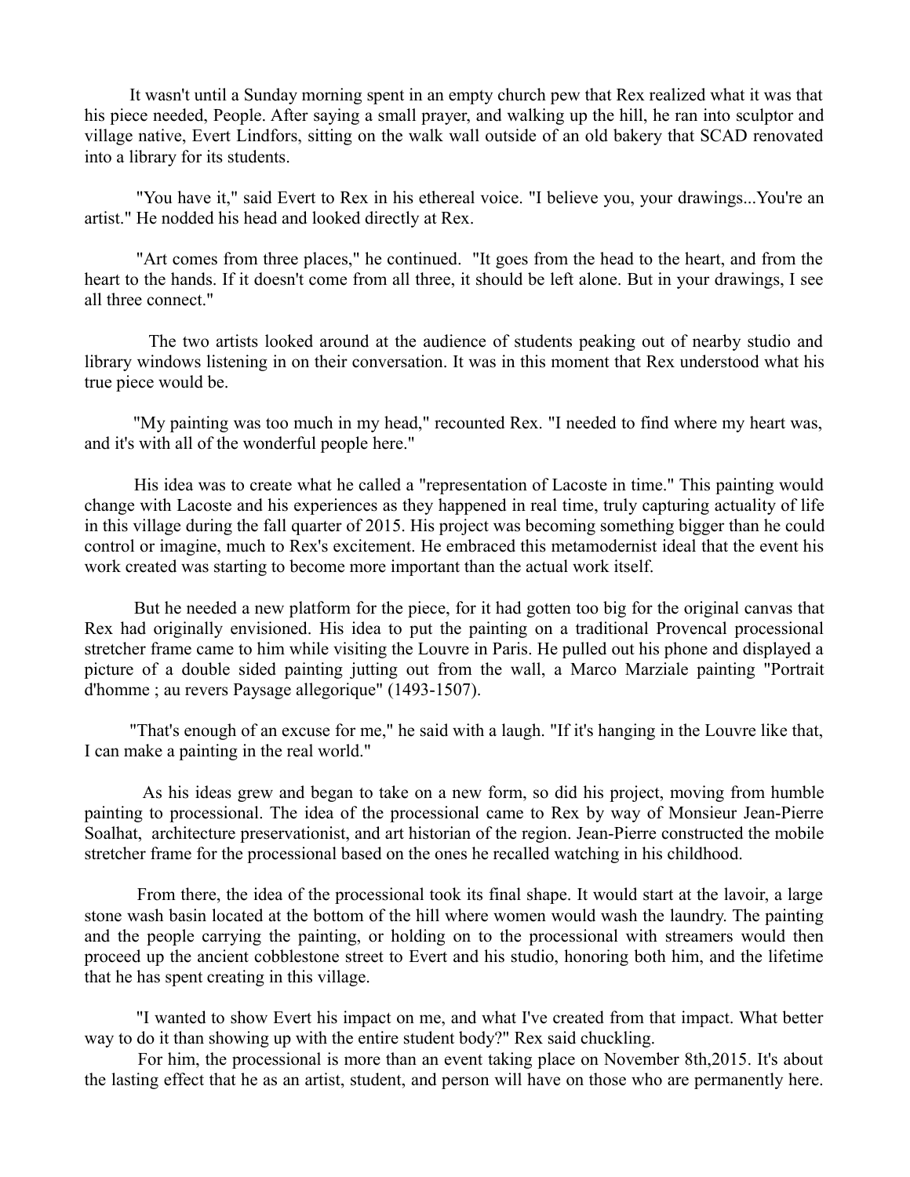It wasn't until a Sunday morning spent in an empty church pew that Rex realized what it was that his piece needed, People. After saying a small prayer, and walking up the hill, he ran into sculptor and village native, Evert Lindfors, sitting on the walk wall outside of an old bakery that SCAD renovated into a library for its students.

"You have it," said Evert to Rex in his ethereal voice. "I believe you, your drawings...You're an artist." He nodded his head and looked directly at Rex.

"Art comes from three places," he continued. "It goes from the head to the heart, and from the heart to the hands. If it doesn't come from all three, it should be left alone. But in your drawings, I see all three connect."

The two artists looked around at the audience of students peaking out of nearby studio and library windows listening in on their conversation. It was in this moment that Rex understood what his true piece would be.

"My painting was too much in my head," recounted Rex. "I needed to find where my heart was, and it's with all of the wonderful people here."

His idea was to create what he called a "representation of Lacoste in time." This painting would change with Lacoste and his experiences as they happened in real time, truly capturing actuality of life in this village during the fall quarter of 2015. His project was becoming something bigger than he could control or imagine, much to Rex's excitement. He embraced this metamodernist ideal that the event his work created was starting to become more important than the actual work itself.

But he needed a new platform for the piece, for it had gotten too big for the original canvas that Rex had originally envisioned. His idea to put the painting on a traditional Provencal processional stretcher frame came to him while visiting the Louvre in Paris. He pulled out his phone and displayed a picture of a double sided painting jutting out from the wall, a Marco Marziale painting "Portrait d'homme ; au revers Paysage allegorique" (1493-1507).

"That's enough of an excuse for me," he said with a laugh. "If it's hanging in the Louvre like that, I can make a painting in the real world."

As his ideas grew and began to take on a new form, so did his project, moving from humble painting to processional. The idea of the processional came to Rex by way of Monsieur Jean-Pierre Soalhat, architecture preservationist, and art historian of the region. Jean-Pierre constructed the mobile stretcher frame for the processional based on the ones he recalled watching in his childhood.

From there, the idea of the processional took its final shape. It would start at the lavoir, a large stone wash basin located at the bottom of the hill where women would wash the laundry. The painting and the people carrying the painting, or holding on to the processional with streamers would then proceed up the ancient cobblestone street to Evert and his studio, honoring both him, and the lifetime that he has spent creating in this village.

"I wanted to show Evert his impact on me, and what I've created from that impact. What better way to do it than showing up with the entire student body?" Rex said chuckling.

For him, the processional is more than an event taking place on November 8th,2015. It's about the lasting effect that he as an artist, student, and person will have on those who are permanently here.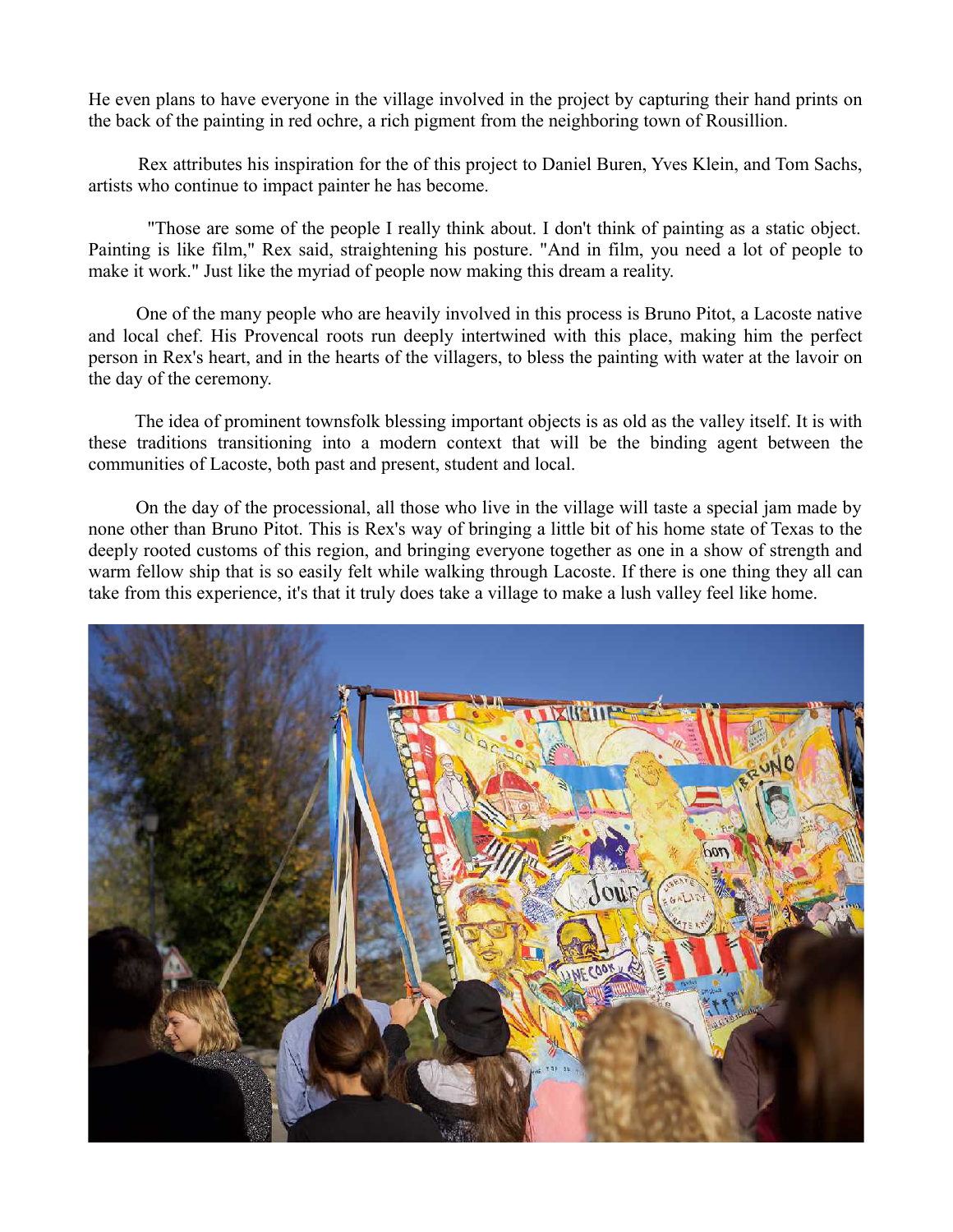He even plans to have everyone in the village involved in the project by capturing their hand prints on the back of the painting in red ochre, a rich pigment from the neighboring town of Rousillion.

Rex attributes his inspiration for the of this project to Daniel Buren, Yves Klein, and Tom Sachs, artists who continue to impact painter he has become.

"Those are some of the people I really think about. I don't think of painting as a static object. Painting is like film," Rex said, straightening his posture. "And in film, you need a lot of people to make it work." Just like the myriad of people now making this dream a reality.

One of the many people who are heavily involved in this process is Bruno Pitot, a Lacoste native and local chef. His Provencal roots run deeply intertwined with this place, making him the perfect person in Rex's heart, and in the hearts of the villagers, to bless the painting with water at the lavoir on the day of the ceremony.

The idea of prominent townsfolk blessing important objects is as old as the valley itself. It is with these traditions transitioning into a modern context that will be the binding agent between the communities of Lacoste, both past and present, student and local.

On the day of the processional, all those who live in the village will taste a special jam made by none other than Bruno Pitot. This is Rex's way of bringing a little bit of his home state of Texas to the deeply rooted customs of this region, and bringing everyone together as one in a show of strength and warm fellow ship that is so easily felt while walking through Lacoste. If there is one thing they all can take from this experience, it's that it truly does take a village to make a lush valley feel like home.